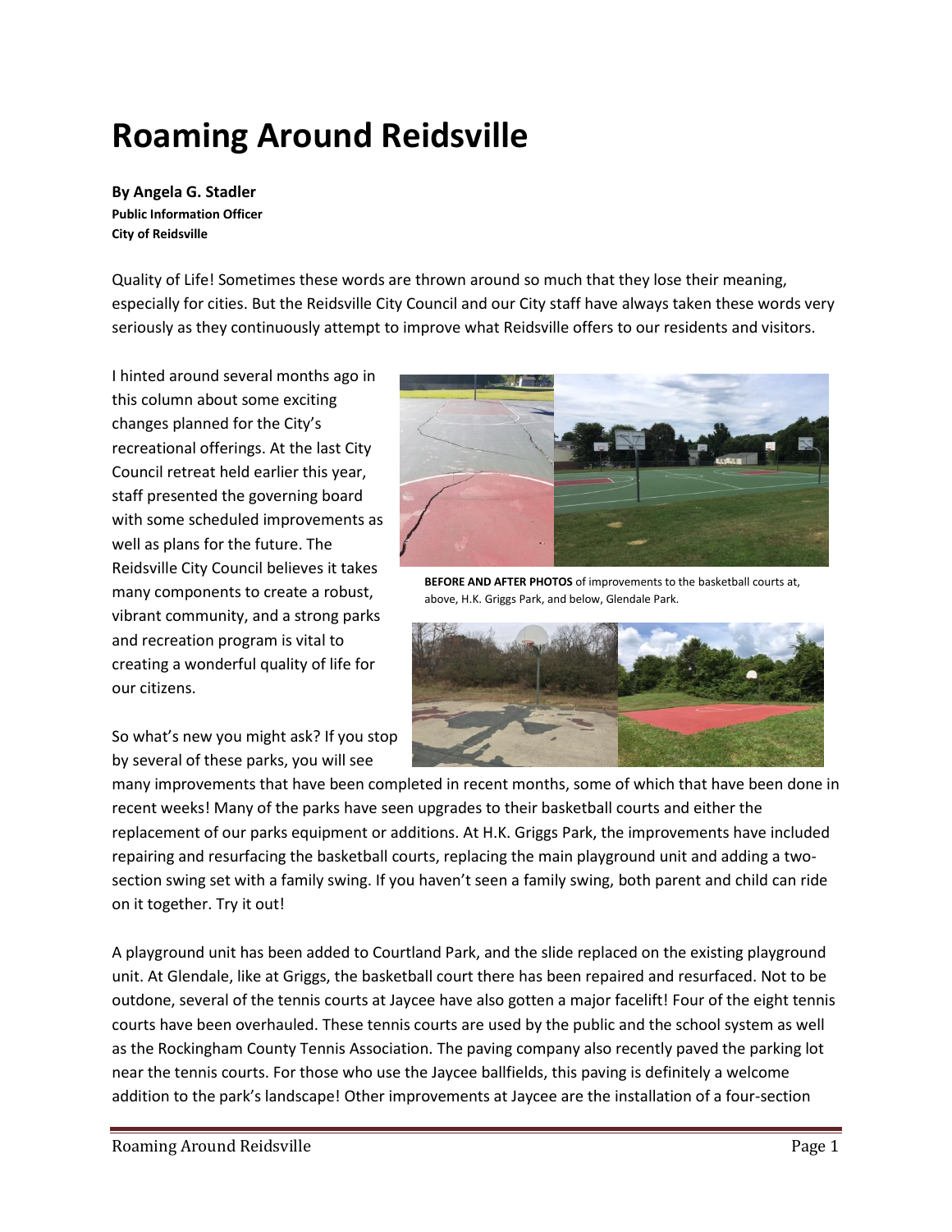# Roaming Around Reidsville

**By Angela G. Stadler**
**Public Information Officer**
**City of Reidsville**

Quality of Life! Sometimes these words are thrown around so much that they lose their meaning, especially for cities. But the Reidsville City Council and our City staff have always taken these words very seriously as they continuously attempt to improve what Reidsville offers to our residents and visitors.

I hinted around several months ago in this column about some exciting changes planned for the City's recreational offerings. At the last City Council retreat held earlier this year, staff presented the governing board with some scheduled improvements as well as plans for the future. The Reidsville City Council believes it takes many components to create a robust, vibrant community, and a strong parks and recreation program is vital to creating a wonderful quality of life for our citizens.

**BEFORE AND AFTER PHOTOS** of improvements to the basketball courts at, above, H.K. Griggs Park, and below, Glendale Park.

So what's new you might ask? If you stop by several of these parks, you will see many improvements that have been completed in recent months, some of which that have been done in recent weeks! Many of the parks have seen upgrades to their basketball courts and either the replacement of our parks equipment or additions. At H.K. Griggs Park, the improvements have included repairing and resurfacing the basketball courts, replacing the main playground unit and adding a two-section swing set with a family swing. If you haven't seen a family swing, both parent and child can ride on it together. Try it out!

A playground unit has been added to Courtland Park, and the slide replaced on the existing playground unit. At Glendale, like at Griggs, the basketball court there has been repaired and resurfaced. Not to be outdone, several of the tennis courts at Jaycee have also gotten a major facelift! Four of the eight tennis courts have been overhauled. These tennis courts are used by the public and the school system as well as the Rockingham County Tennis Association. The paving company also recently paved the parking lot near the tennis courts. For those who use the Jaycee ballfields, this paving is definitely a welcome addition to the park's landscape! Other improvements at Jaycee are the installation of a four-section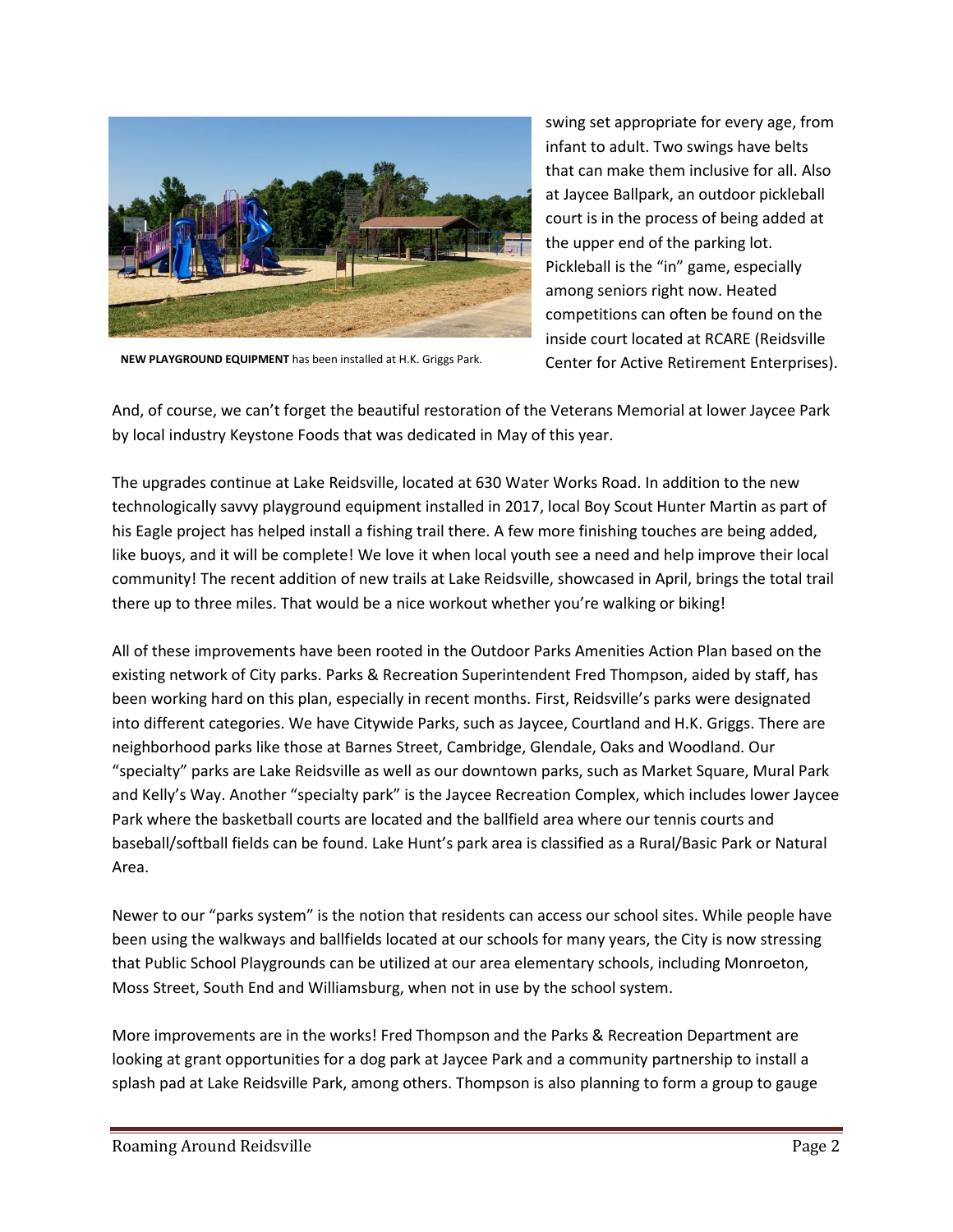**NEW PLAYGROUND EQUIPMENT** has been installed at H.K. Griggs Park.

swing set appropriate for every age, from infant to adult. Two swings have belts that can make them inclusive for all. Also at Jaycee Ballpark, an outdoor pickleball court is in the process of being added at the upper end of the parking lot. Pickleball is the "in" game, especially among seniors right now. Heated competitions can often be found on the inside court located at RCARE (Reidsville Center for Active Retirement Enterprises).

And, of course, we can't forget the beautiful restoration of the Veterans Memorial at lower Jaycee Park by local industry Keystone Foods that was dedicated in May of this year.

The upgrades continue at Lake Reidsville, located at 630 Water Works Road. In addition to the new technologically savvy playground equipment installed in 2017, local Boy Scout Hunter Martin as part of his Eagle project has helped install a fishing trail there. A few more finishing touches are being added, like buoys, and it will be complete! We love it when local youth see a need and help improve their local community! The recent addition of new trails at Lake Reidsville, showcased in April, brings the total trail there up to three miles. That would be a nice workout whether you're walking or biking!

All of these improvements have been rooted in the Outdoor Parks Amenities Action Plan based on the existing network of City parks. Parks & Recreation Superintendent Fred Thompson, aided by staff, has been working hard on this plan, especially in recent months. First, Reidsville's parks were designated into different categories. We have Citywide Parks, such as Jaycee, Courtland and H.K. Griggs. There are neighborhood parks like those at Barnes Street, Cambridge, Glendale, Oaks and Woodland. Our "specialty" parks are Lake Reidsville as well as our downtown parks, such as Market Square, Mural Park and Kelly's Way. Another "specialty park" is the Jaycee Recreation Complex, which includes lower Jaycee Park where the basketball courts are located and the ballfield area where our tennis courts and baseball/softball fields can be found. Lake Hunt's park area is classified as a Rural/Basic Park or Natural Area.

Newer to our "parks system" is the notion that residents can access our school sites. While people have been using the walkways and ballfields located at our schools for many years, the City is now stressing that Public School Playgrounds can be utilized at our area elementary schools, including Monroeton, Moss Street, South End and Williamsburg, when not in use by the school system.

More improvements are in the works! Fred Thompson and the Parks & Recreation Department are looking at grant opportunities for a dog park at Jaycee Park and a community partnership to install a splash pad at Lake Reidsville Park, among others. Thompson is also planning to form a group to gauge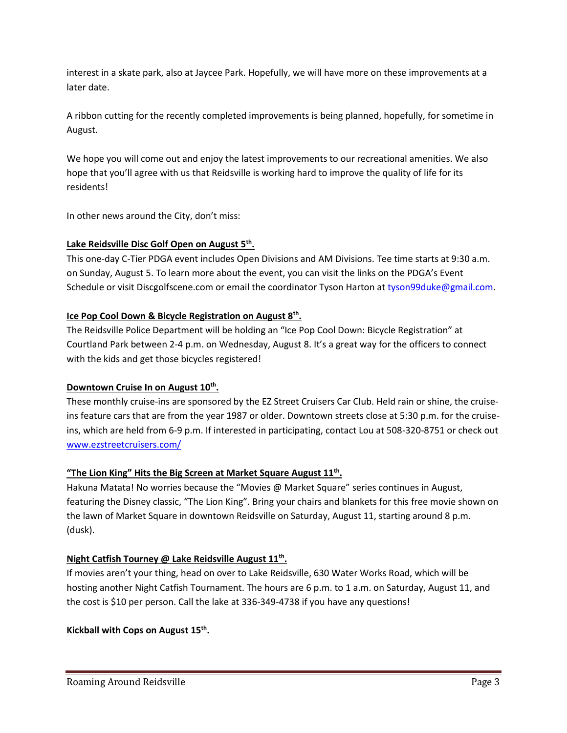interest in a skate park, also at Jaycee Park. Hopefully, we will have more on these improvements at a later date.

A ribbon cutting for the recently completed improvements is being planned, hopefully, for sometime in August.

We hope you will come out and enjoy the latest improvements to our recreational amenities. We also hope that you'll agree with us that Reidsville is working hard to improve the quality of life for its residents!

In other news around the City, don't miss:

**Lake Reidsville Disc Golf Open on August 5th.**

This one-day C-Tier PDGA event includes Open Divisions and AM Divisions. Tee time starts at 9:30 a.m. on Sunday, August 5. To learn more about the event, you can visit the links on the PDGA's Event Schedule or visit Discgolfscene.com or email the coordinator Tyson Harton at tyson99duke@gmail.com.

**Ice Pop Cool Down & Bicycle Registration on August 8th.**

The Reidsville Police Department will be holding an "Ice Pop Cool Down: Bicycle Registration" at Courtland Park between 2-4 p.m. on Wednesday, August 8. It's a great way for the officers to connect with the kids and get those bicycles registered!

**Downtown Cruise In on August 10th.**

These monthly cruise-ins are sponsored by the EZ Street Cruisers Car Club. Held rain or shine, the cruise-ins feature cars that are from the year 1987 or older. Downtown streets close at 5:30 p.m. for the cruise-ins, which are held from 6-9 p.m. If interested in participating, contact Lou at 508-320-8751 or check out www.ezstreetcruisers.com/

**"The Lion King" Hits the Big Screen at Market Square August 11th.**

Hakuna Matata! No worries because the "Movies @ Market Square" series continues in August, featuring the Disney classic, "The Lion King". Bring your chairs and blankets for this free movie shown on the lawn of Market Square in downtown Reidsville on Saturday, August 11, starting around 8 p.m. (dusk).

**Night Catfish Tourney @ Lake Reidsville August 11th.**

If movies aren't your thing, head on over to Lake Reidsville, 630 Water Works Road, which will be hosting another Night Catfish Tournament. The hours are 6 p.m. to 1 a.m. on Saturday, August 11, and the cost is $10 per person. Call the lake at 336-349-4738 if you have any questions!

**Kickball with Cops on August 15th.**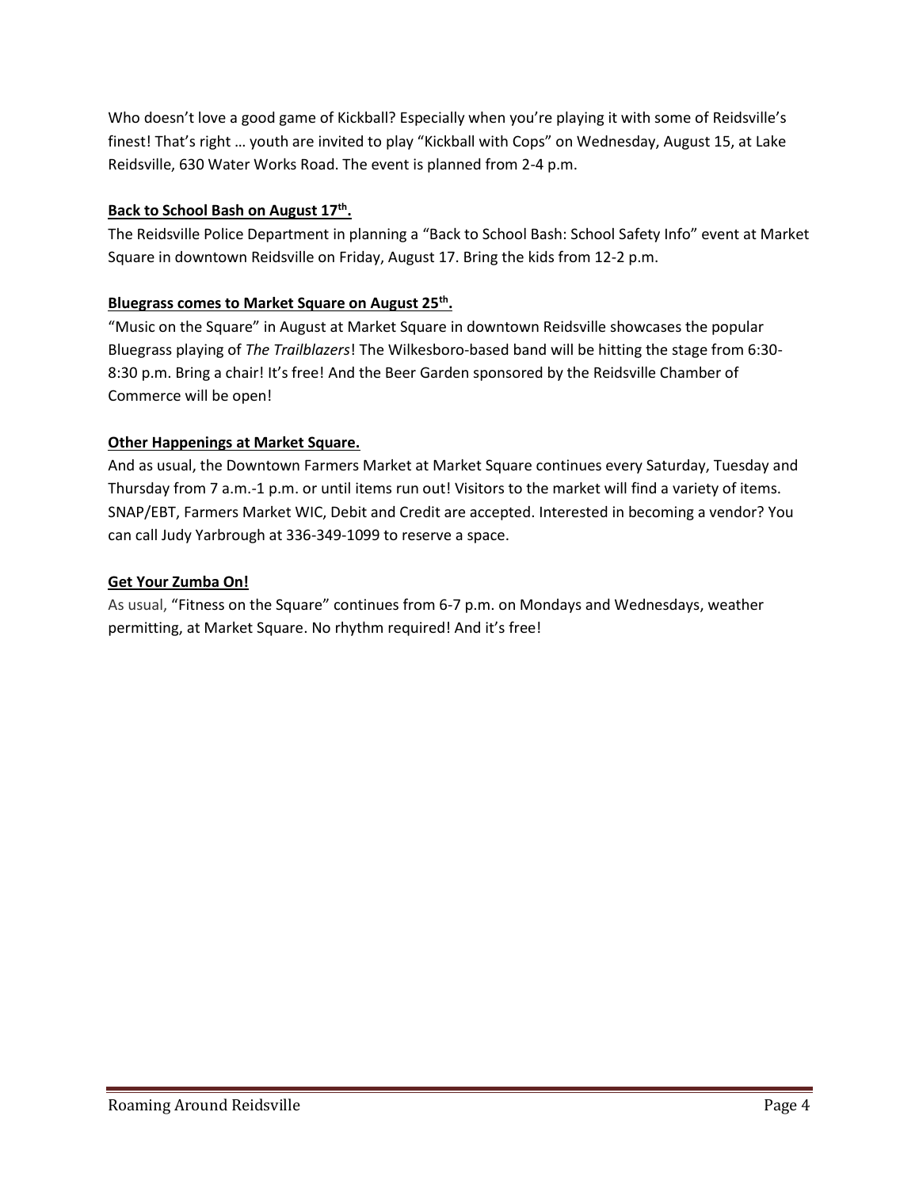Who doesn't love a good game of Kickball? Especially when you're playing it with some of Reidsville's finest! That's right … youth are invited to play "Kickball with Cops" on Wednesday, August 15, at Lake Reidsville, 630 Water Works Road. The event is planned from 2-4 p.m.

**Back to School Bash on August 17th.**

The Reidsville Police Department in planning a "Back to School Bash: School Safety Info" event at Market Square in downtown Reidsville on Friday, August 17. Bring the kids from 12-2 p.m.

**Bluegrass comes to Market Square on August 25th.**

"Music on the Square" in August at Market Square in downtown Reidsville showcases the popular Bluegrass playing of *The Trailblazers*! The Wilkesboro-based band will be hitting the stage from 6:30-8:30 p.m. Bring a chair! It's free! And the Beer Garden sponsored by the Reidsville Chamber of Commerce will be open!

**Other Happenings at Market Square.**

And as usual, the Downtown Farmers Market at Market Square continues every Saturday, Tuesday and Thursday from 7 a.m.-1 p.m. or until items run out! Visitors to the market will find a variety of items. SNAP/EBT, Farmers Market WIC, Debit and Credit are accepted. Interested in becoming a vendor? You can call Judy Yarbrough at 336-349-1099 to reserve a space.

**Get Your Zumba On!**

As usual, "Fitness on the Square" continues from 6-7 p.m. on Mondays and Wednesdays, weather permitting, at Market Square. No rhythm required! And it's free!